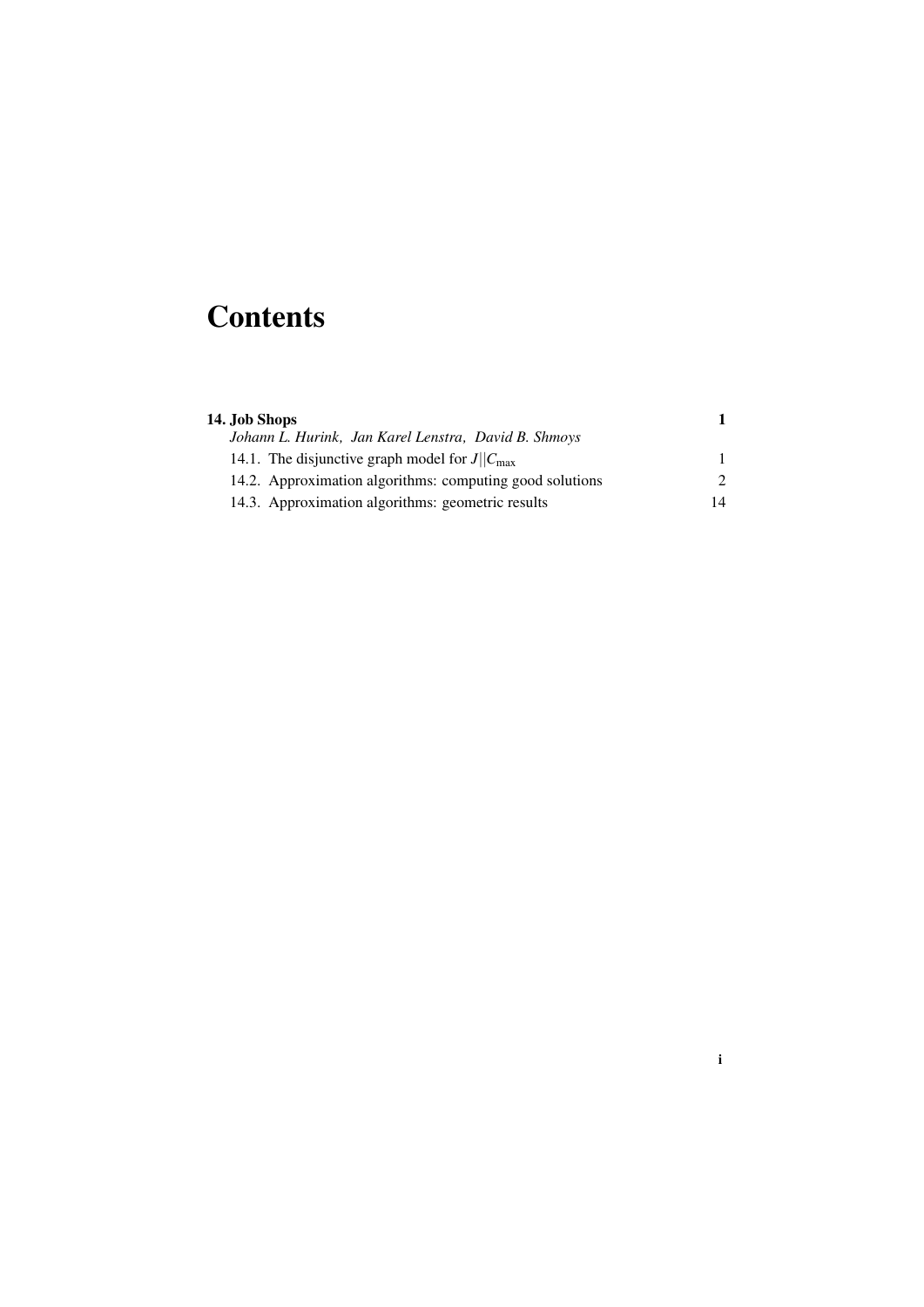# Contents

**14. Job Shops** **1**

*Johann L. Hurink, Jan Karel Lenstra, David B. Shmoys*

14.1. The disjunctive graph model for $J||C_{\max}$ 1

14.2. Approximation algorithms: computing good solutions 2

14.3. Approximation algorithms: geometric results 14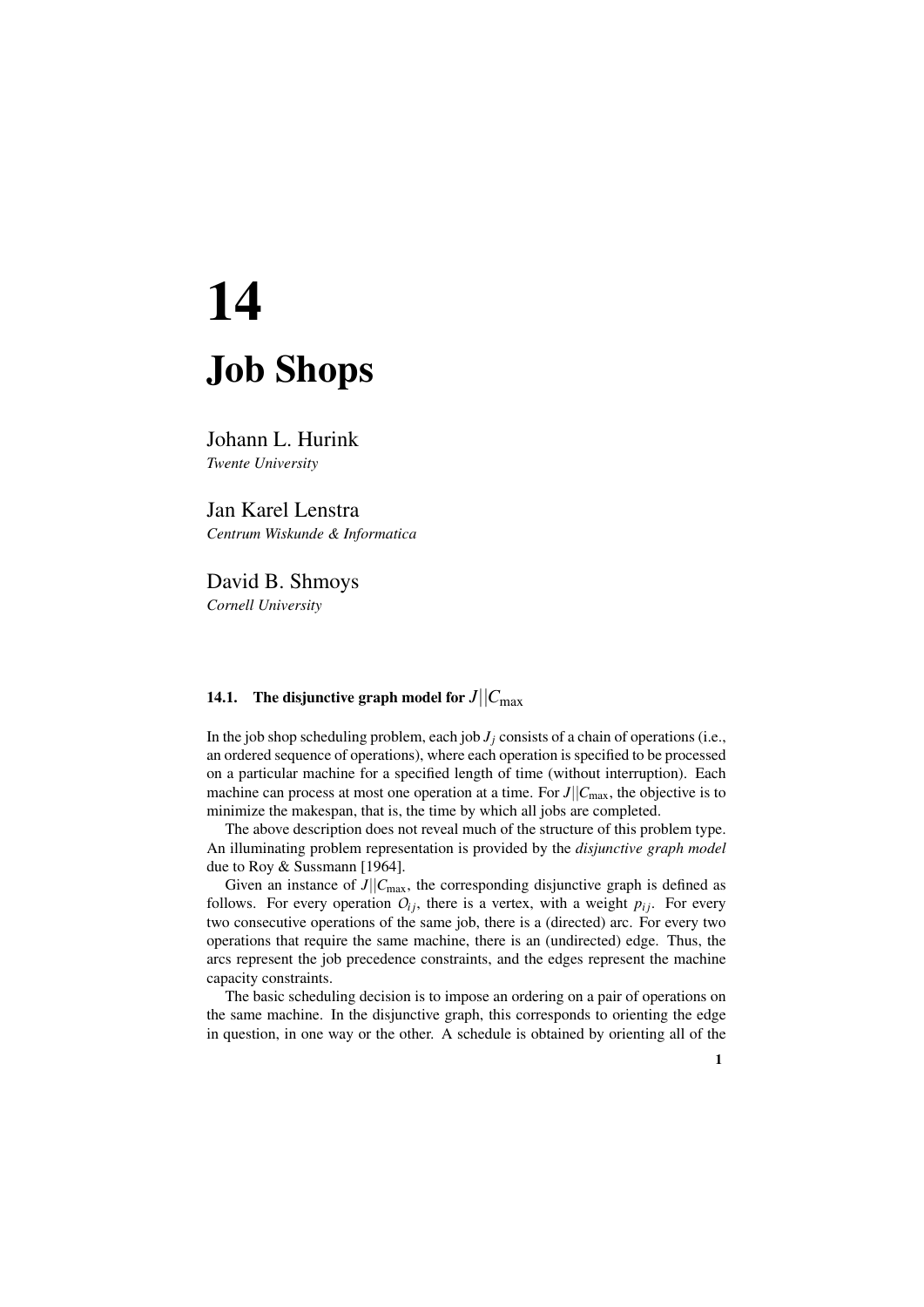# 14

# Job Shops

Johann L. Hurink
*Twente University*

Jan Karel Lenstra
*Centrum Wiskunde & Informatica*

David B. Shmoys
*Cornell University*

### 14.1. The disjunctive graph model for $J||C_{\max}$

In the job shop scheduling problem, each job $J_j$ consists of a chain of operations (i.e., an ordered sequence of operations), where each operation is specified to be processed on a particular machine for a specified length of time (without interruption). Each machine can process at most one operation at a time. For $J||C_{\max}$, the objective is to minimize the makespan, that is, the time by which all jobs are completed.

The above description does not reveal much of the structure of this problem type. An illuminating problem representation is provided by the *disjunctive graph model* due to Roy & Sussmann [1964].

Given an instance of $J||C_{\max}$, the corresponding disjunctive graph is defined as follows. For every operation $O_{ij}$, there is a vertex, with a weight $p_{ij}$. For every two consecutive operations of the same job, there is a (directed) arc. For every two operations that require the same machine, there is an (undirected) edge. Thus, the arcs represent the job precedence constraints, and the edges represent the machine capacity constraints.

The basic scheduling decision is to impose an ordering on a pair of operations on the same machine. In the disjunctive graph, this corresponds to orienting the edge in question, in one way or the other. A schedule is obtained by orienting all of the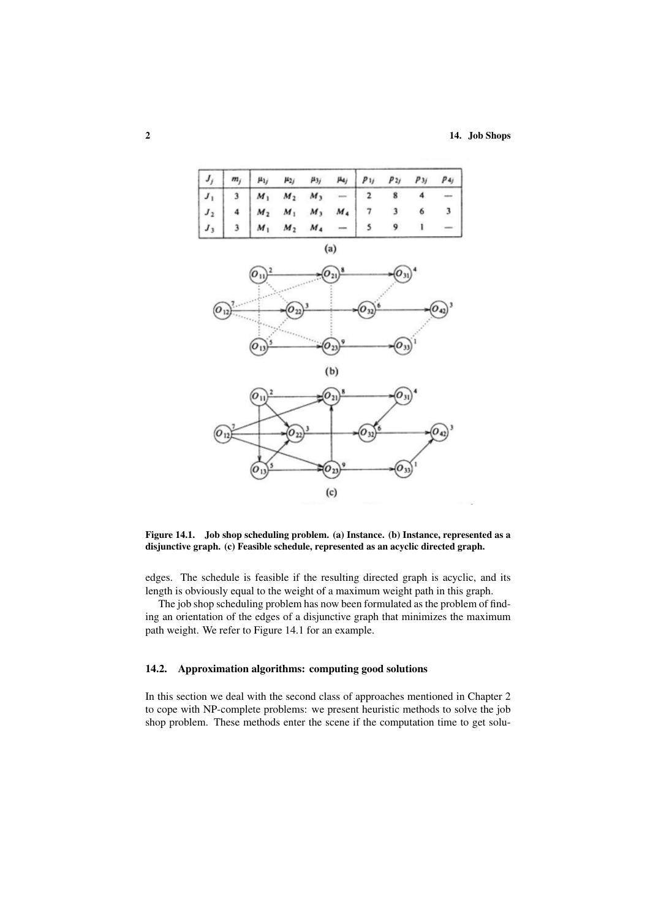| $J_j$ | $m_j$ | $\mu_{1j}$ | $\mu_{2j}$ | $\mu_{3j}$ | $\mu_{4j}$ | $p_{1j}$ | $p_{2j}$ | $p_{3j}$ | $p_{4j}$ |
|---|---|---|---|---|---|---|---|---|---|
| $J_1$ | 3 | $M_1$ | $M_2$ | $M_3$ | — | 2 | 8 | 4 | — |
| $J_2$ | 4 | $M_2$ | $M_1$ | $M_3$ | $M_4$ | 7 | 3 | 6 | 3 |
| $J_3$ | 3 | $M_1$ | $M_2$ | $M_4$ | — | 5 | 9 | 1 | — |

(a)

(b)

(c)

**Figure 14.1. Job shop scheduling problem. (a) Instance. (b) Instance, represented as a disjunctive graph. (c) Feasible schedule, represented as an acyclic directed graph.**

edges. The schedule is feasible if the resulting directed graph is acyclic, and its length is obviously equal to the weight of a maximum weight path in this graph.

The job shop scheduling problem has now been formulated as the problem of finding an orientation of the edges of a disjunctive graph that minimizes the maximum path weight. We refer to Figure 14.1 for an example.

### 14.2. Approximation algorithms: computing good solutions

In this section we deal with the second class of approaches mentioned in Chapter 2 to cope with NP-complete problems: we present heuristic methods to solve the job shop problem. These methods enter the scene if the computation time to get solu-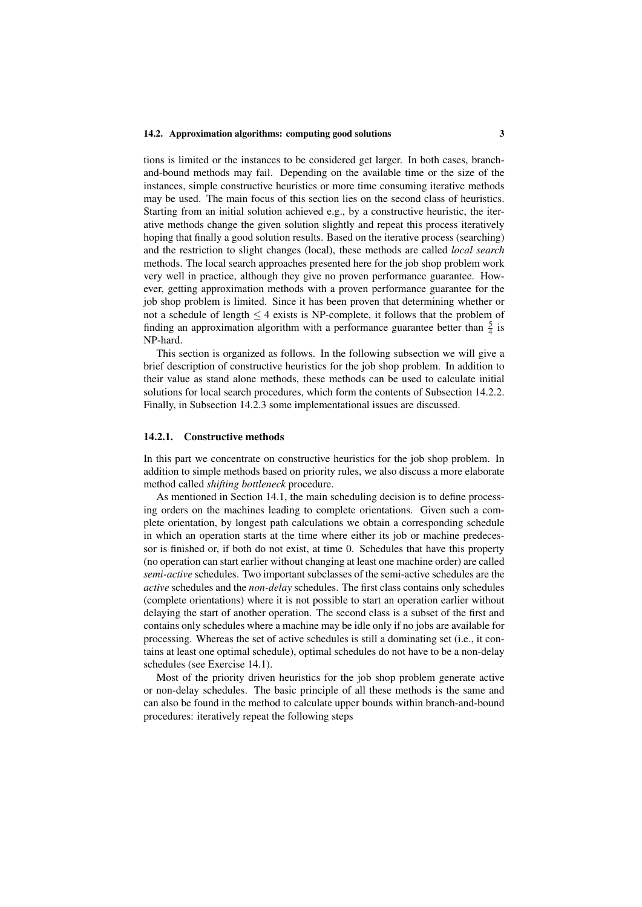tions is limited or the instances to be considered get larger. In both cases, branch-and-bound methods may fail. Depending on the available time or the size of the instances, simple constructive heuristics or more time consuming iterative methods may be used. The main focus of this section lies on the second class of heuristics. Starting from an initial solution achieved e.g., by a constructive heuristic, the iterative methods change the given solution slightly and repeat this process iteratively hoping that finally a good solution results. Based on the iterative process (searching) and the restriction to slight changes (local), these methods are called *local search* methods. The local search approaches presented here for the job shop problem work very well in practice, although they give no proven performance guarantee. However, getting approximation methods with a proven performance guarantee for the job shop problem is limited. Since it has been proven that determining whether or not a schedule of length $\leq 4$ exists is NP-complete, it follows that the problem of finding an approximation algorithm with a performance guarantee better than $\frac{5}{4}$ is NP-hard.

This section is organized as follows. In the following subsection we will give a brief description of constructive heuristics for the job shop problem. In addition to their value as stand alone methods, these methods can be used to calculate initial solutions for local search procedures, which form the contents of Subsection 14.2.2. Finally, in Subsection 14.2.3 some implementational issues are discussed.

### 14.2.1. Constructive methods

In this part we concentrate on constructive heuristics for the job shop problem. In addition to simple methods based on priority rules, we also discuss a more elaborate method called *shifting bottleneck* procedure.

As mentioned in Section 14.1, the main scheduling decision is to define processing orders on the machines leading to complete orientations. Given such a complete orientation, by longest path calculations we obtain a corresponding schedule in which an operation starts at the time where either its job or machine predecessor is finished or, if both do not exist, at time 0. Schedules that have this property (no operation can start earlier without changing at least one machine order) are called *semi-active* schedules. Two important subclasses of the semi-active schedules are the *active* schedules and the *non-delay* schedules. The first class contains only schedules (complete orientations) where it is not possible to start an operation earlier without delaying the start of another operation. The second class is a subset of the first and contains only schedules where a machine may be idle only if no jobs are available for processing. Whereas the set of active schedules is still a dominating set (i.e., it contains at least one optimal schedule), optimal schedules do not have to be a non-delay schedules (see Exercise 14.1).

Most of the priority driven heuristics for the job shop problem generate active or non-delay schedules. The basic principle of all these methods is the same and can also be found in the method to calculate upper bounds within branch-and-bound procedures: iteratively repeat the following steps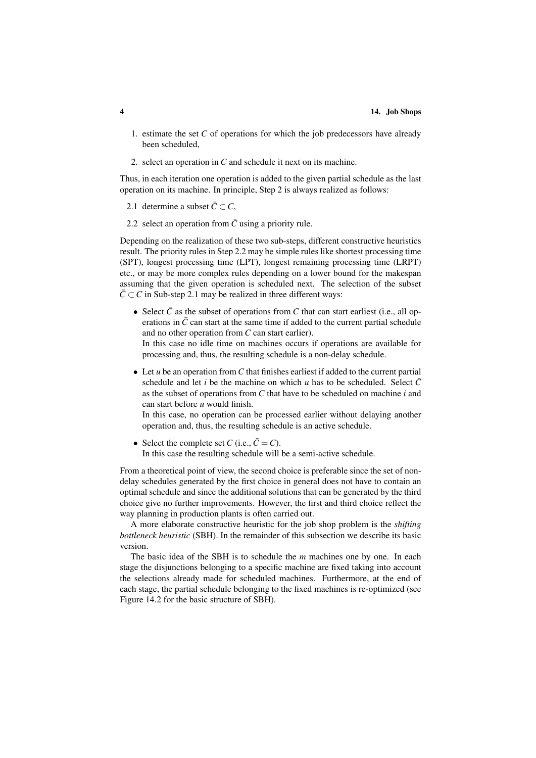1. estimate the set $C$ of operations for which the job predecessors have already been scheduled,
2. select an operation in $C$ and schedule it next on its machine.

Thus, in each iteration one operation is added to the given partial schedule as the last operation on its machine. In principle, Step 2 is always realized as follows:

2.1 determine a subset $\bar{C} \subset C$,

2.2 select an operation from $\bar{C}$ using a priority rule.

Depending on the realization of these two sub-steps, different constructive heuristics result. The priority rules in Step 2.2 may be simple rules like shortest processing time (SPT), longest processing time (LPT), longest remaining processing time (LRPT) etc., or may be more complex rules depending on a lower bound for the makespan assuming that the given operation is scheduled next. The selection of the subset $\bar{C} \subset C$ in Sub-step 2.1 may be realized in three different ways:

- Select $\bar{C}$ as the subset of operations from $C$ that can start earliest (i.e., all operations in $\bar{C}$ can start at the same time if added to the current partial schedule and no other operation from $C$ can start earlier).
  In this case no idle time on machines occurs if operations are available for processing and, thus, the resulting schedule is a non-delay schedule.
- Let $u$ be an operation from $C$ that finishes earliest if added to the current partial schedule and let $i$ be the machine on which $u$ has to be scheduled. Select $\bar{C}$ as the subset of operations from $C$ that have to be scheduled on machine $i$ and can start before $u$ would finish.
  In this case, no operation can be processed earlier without delaying another operation and, thus, the resulting schedule is an active schedule.
- Select the complete set $C$ (i.e., $\bar{C} = C$).
  In this case the resulting schedule will be a semi-active schedule.

From a theoretical point of view, the second choice is preferable since the set of non-delay schedules generated by the first choice in general does not have to contain an optimal schedule and since the additional solutions that can be generated by the third choice give no further improvements. However, the first and third choice reflect the way planning in production plants is often carried out.

A more elaborate constructive heuristic for the job shop problem is the *shifting bottleneck heuristic* (SBH). In the remainder of this subsection we describe its basic version.

The basic idea of the SBH is to schedule the $m$ machines one by one. In each stage the disjunctions belonging to a specific machine are fixed taking into account the selections already made for scheduled machines. Furthermore, at the end of each stage, the partial schedule belonging to the fixed machines is re-optimized (see Figure 14.2 for the basic structure of SBH).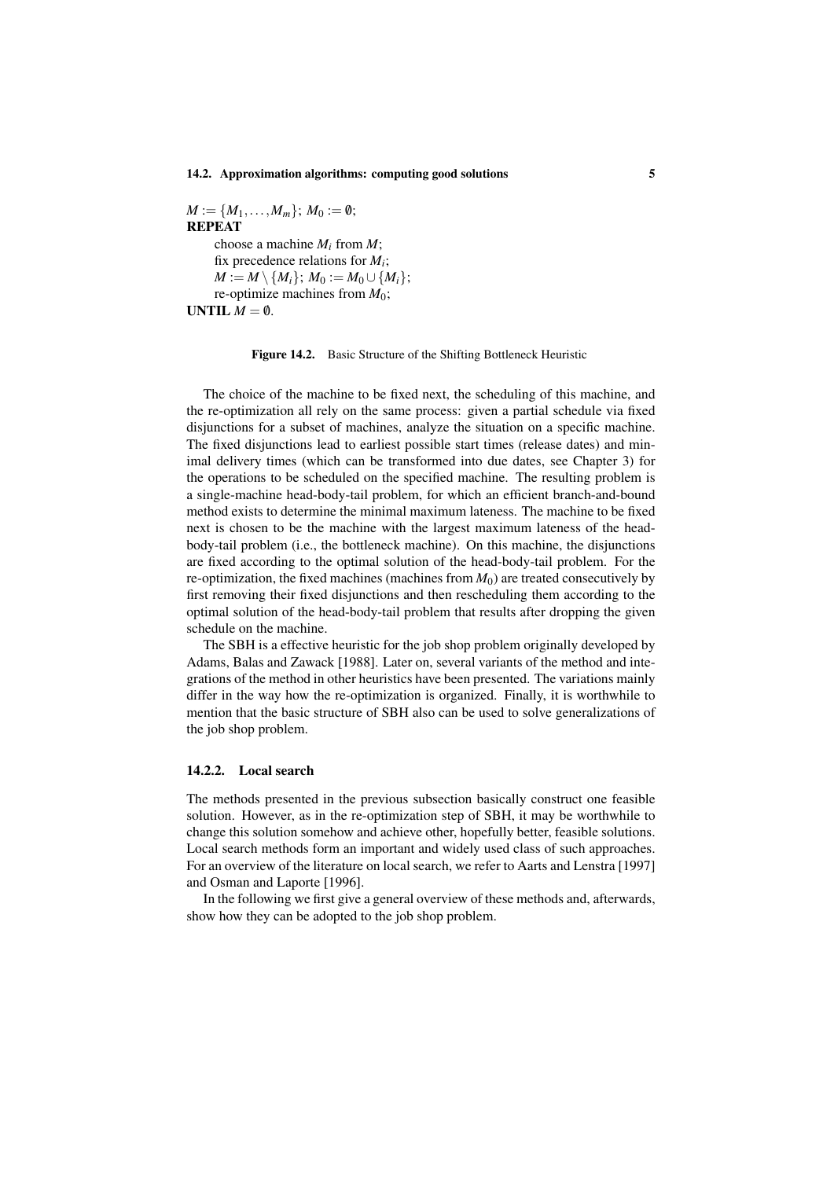$M := \{M_1, \ldots, M_m\}$; $M_0 := \emptyset$;
**REPEAT**
    choose a machine $M_i$ from $M$;
    fix precedence relations for $M_i$;
    $M := M \setminus \{M_i\}$; $M_0 := M_0 \cup \{M_i\}$;
    re-optimize machines from $M_0$;
**UNTIL** $M = \emptyset$.

**Figure 14.2.** Basic Structure of the Shifting Bottleneck Heuristic

The choice of the machine to be fixed next, the scheduling of this machine, and the re-optimization all rely on the same process: given a partial schedule via fixed disjunctions for a subset of machines, analyze the situation on a specific machine. The fixed disjunctions lead to earliest possible start times (release dates) and minimal delivery times (which can be transformed into due dates, see Chapter 3) for the operations to be scheduled on the specified machine. The resulting problem is a single-machine head-body-tail problem, for which an efficient branch-and-bound method exists to determine the minimal maximum lateness. The machine to be fixed next is chosen to be the machine with the largest maximum lateness of the head-body-tail problem (i.e., the bottleneck machine). On this machine, the disjunctions are fixed according to the optimal solution of the head-body-tail problem. For the re-optimization, the fixed machines (machines from $M_0$) are treated consecutively by first removing their fixed disjunctions and then rescheduling them according to the optimal solution of the head-body-tail problem that results after dropping the given schedule on the machine.

The SBH is a effective heuristic for the job shop problem originally developed by Adams, Balas and Zawack [1988]. Later on, several variants of the method and integrations of the method in other heuristics have been presented. The variations mainly differ in the way how the re-optimization is organized. Finally, it is worthwhile to mention that the basic structure of SBH also can be used to solve generalizations of the job shop problem.

### 14.2.2. Local search

The methods presented in the previous subsection basically construct one feasible solution. However, as in the re-optimization step of SBH, it may be worthwhile to change this solution somehow and achieve other, hopefully better, feasible solutions. Local search methods form an important and widely used class of such approaches. For an overview of the literature on local search, we refer to Aarts and Lenstra [1997] and Osman and Laporte [1996].

In the following we first give a general overview of these methods and, afterwards, show how they can be adopted to the job shop problem.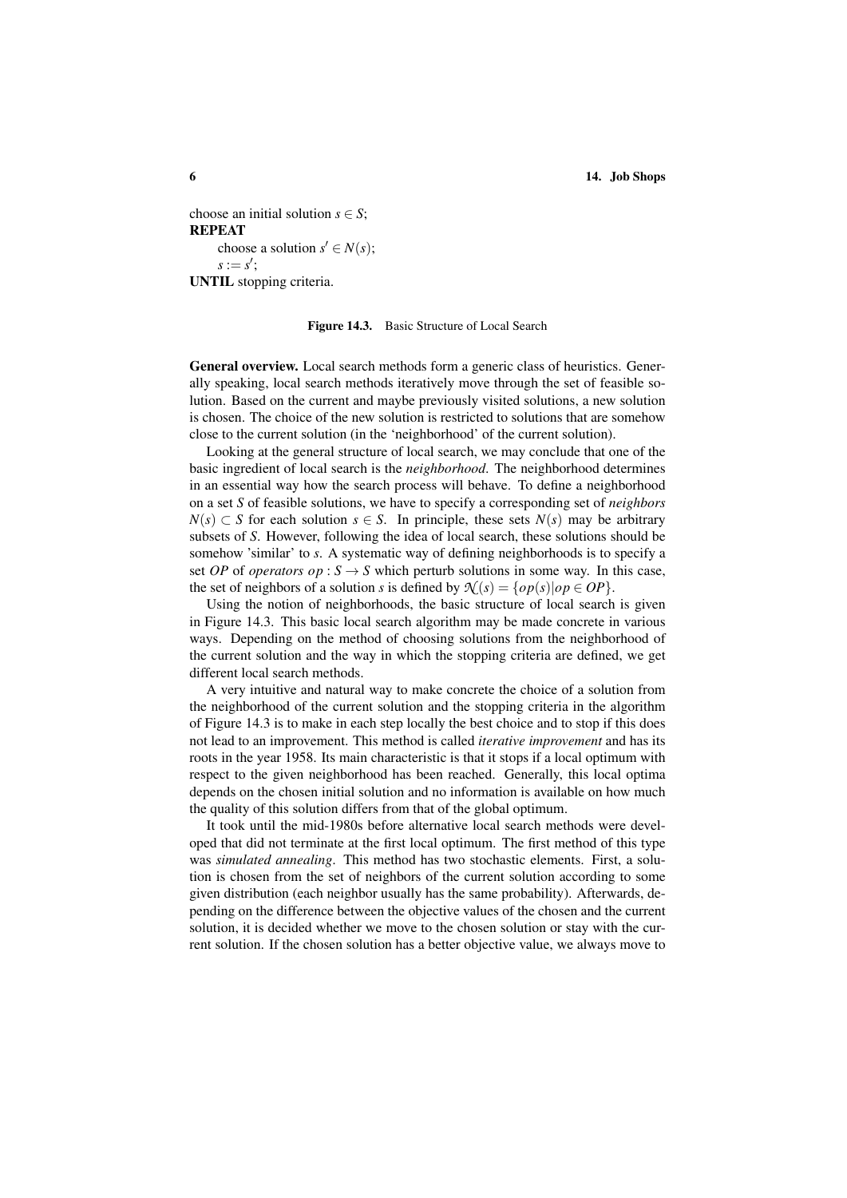choose an initial solution $s \in S$;
**REPEAT**
    choose a solution $s' \in N(s)$;
    $s := s'$;
**UNTIL** stopping criteria.

**Figure 14.3.** Basic Structure of Local Search

**General overview.** Local search methods form a generic class of heuristics. Generally speaking, local search methods iteratively move through the set of feasible solution. Based on the current and maybe previously visited solutions, a new solution is chosen. The choice of the new solution is restricted to solutions that are somehow close to the current solution (in the 'neighborhood' of the current solution).

Looking at the general structure of local search, we may conclude that one of the basic ingredient of local search is the *neighborhood*. The neighborhood determines in an essential way how the search process will behave. To define a neighborhood on a set $S$ of feasible solutions, we have to specify a corresponding set of *neighbors* $N(s) \subset S$ for each solution $s \in S$. In principle, these sets $N(s)$ may be arbitrary subsets of $S$. However, following the idea of local search, these solutions should be somehow 'similar' to $s$. A systematic way of defining neighborhoods is to specify a set $OP$ of *operators* $op : S \to S$ which perturb solutions in some way. In this case, the set of neighbors of a solution $s$ is defined by $\mathcal{N}(s) = \{op(s) | op \in OP\}$.

Using the notion of neighborhoods, the basic structure of local search is given in Figure 14.3. This basic local search algorithm may be made concrete in various ways. Depending on the method of choosing solutions from the neighborhood of the current solution and the way in which the stopping criteria are defined, we get different local search methods.

A very intuitive and natural way to make concrete the choice of a solution from the neighborhood of the current solution and the stopping criteria in the algorithm of Figure 14.3 is to make in each step locally the best choice and to stop if this does not lead to an improvement. This method is called *iterative improvement* and has its roots in the year 1958. Its main characteristic is that it stops if a local optimum with respect to the given neighborhood has been reached. Generally, this local optima depends on the chosen initial solution and no information is available on how much the quality of this solution differs from that of the global optimum.

It took until the mid-1980s before alternative local search methods were developed that did not terminate at the first local optimum. The first method of this type was *simulated annealing*. This method has two stochastic elements. First, a solution is chosen from the set of neighbors of the current solution according to some given distribution (each neighbor usually has the same probability). Afterwards, depending on the difference between the objective values of the chosen and the current solution, it is decided whether we move to the chosen solution or stay with the current solution. If the chosen solution has a better objective value, we always move to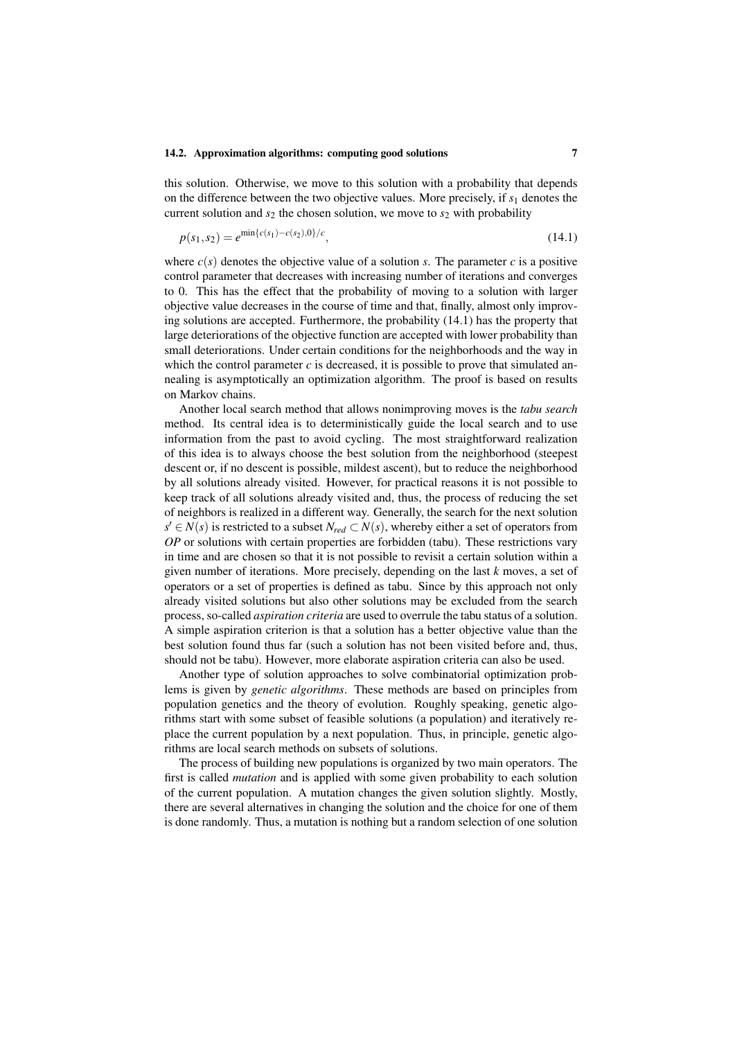this solution. Otherwise, we move to this solution with a probability that depends on the difference between the two objective values. More precisely, if $s_1$ denotes the current solution and $s_2$ the chosen solution, we move to $s_2$ with probability

$$p(s_1,s_2) = e^{\min\{c(s_1)-c(s_2),0\}/c}, \tag{14.1}$$

where $c(s)$ denotes the objective value of a solution $s$. The parameter $c$ is a positive control parameter that decreases with increasing number of iterations and converges to 0. This has the effect that the probability of moving to a solution with larger objective value decreases in the course of time and that, finally, almost only improving solutions are accepted. Furthermore, the probability (14.1) has the property that large deteriorations of the objective function are accepted with lower probability than small deteriorations. Under certain conditions for the neighborhoods and the way in which the control parameter $c$ is decreased, it is possible to prove that simulated annealing is asymptotically an optimization algorithm. The proof is based on results on Markov chains.

Another local search method that allows nonimproving moves is the *tabu search* method. Its central idea is to deterministically guide the local search and to use information from the past to avoid cycling. The most straightforward realization of this idea is to always choose the best solution from the neighborhood (steepest descent or, if no descent is possible, mildest ascent), but to reduce the neighborhood by all solutions already visited. However, for practical reasons it is not possible to keep track of all solutions already visited and, thus, the process of reducing the set of neighbors is realized in a different way. Generally, the search for the next solution $s' \in N(s)$ is restricted to a subset $N_{red} \subset N(s)$, whereby either a set of operators from $OP$ or solutions with certain properties are forbidden (tabu). These restrictions vary in time and are chosen so that it is not possible to revisit a certain solution within a given number of iterations. More precisely, depending on the last $k$ moves, a set of operators or a set of properties is defined as tabu. Since by this approach not only already visited solutions but also other solutions may be excluded from the search process, so-called *aspiration criteria* are used to overrule the tabu status of a solution. A simple aspiration criterion is that a solution has a better objective value than the best solution found thus far (such a solution has not been visited before and, thus, should not be tabu). However, more elaborate aspiration criteria can also be used.

Another type of solution approaches to solve combinatorial optimization problems is given by *genetic algorithms*. These methods are based on principles from population genetics and the theory of evolution. Roughly speaking, genetic algorithms start with some subset of feasible solutions (a population) and iteratively replace the current population by a next population. Thus, in principle, genetic algorithms are local search methods on subsets of solutions.

The process of building new populations is organized by two main operators. The first is called *mutation* and is applied with some given probability to each solution of the current population. A mutation changes the given solution slightly. Mostly, there are several alternatives in changing the solution and the choice for one of them is done randomly. Thus, a mutation is nothing but a random selection of one solution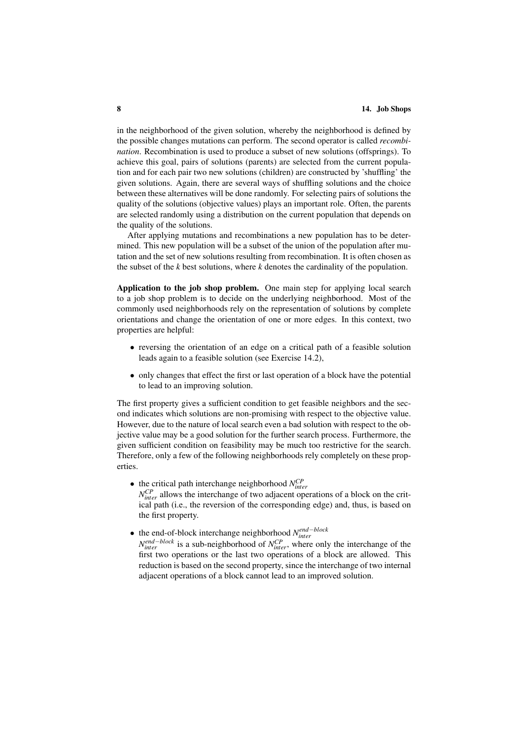in the neighborhood of the given solution, whereby the neighborhood is defined by the possible changes mutations can perform. The second operator is called *recombination*. Recombination is used to produce a subset of new solutions (offsprings). To achieve this goal, pairs of solutions (parents) are selected from the current population and for each pair two new solutions (children) are constructed by 'shuffling' the given solutions. Again, there are several ways of shuffling solutions and the choice between these alternatives will be done randomly. For selecting pairs of solutions the quality of the solutions (objective values) plays an important role. Often, the parents are selected randomly using a distribution on the current population that depends on the quality of the solutions.

After applying mutations and recombinations a new population has to be determined. This new population will be a subset of the union of the population after mutation and the set of new solutions resulting from recombination. It is often chosen as the subset of the $k$ best solutions, where $k$ denotes the cardinality of the population.

**Application to the job shop problem.** One main step for applying local search to a job shop problem is to decide on the underlying neighborhood. Most of the commonly used neighborhoods rely on the representation of solutions by complete orientations and change the orientation of one or more edges. In this context, two properties are helpful:

- reversing the orientation of an edge on a critical path of a feasible solution leads again to a feasible solution (see Exercise 14.2),
- only changes that effect the first or last operation of a block have the potential to lead to an improving solution.

The first property gives a sufficient condition to get feasible neighbors and the second indicates which solutions are non-promising with respect to the objective value. However, due to the nature of local search even a bad solution with respect to the objective value may be a good solution for the further search process. Furthermore, the given sufficient condition on feasibility may be much too restrictive for the search. Therefore, only a few of the following neighborhoods rely completely on these properties.

- the critical path interchange neighborhood $N_{inter}^{CP}$
  $N_{inter}^{CP}$ allows the interchange of two adjacent operations of a block on the critical path (i.e., the reversion of the corresponding edge) and, thus, is based on the first property.
- the end-of-block interchange neighborhood $N_{inter}^{end-block}$
  $N_{inter}^{end-block}$ is a sub-neighborhood of $N_{inter}^{CP}$, where only the interchange of the first two operations or the last two operations of a block are allowed. This reduction is based on the second property, since the interchange of two internal adjacent operations of a block cannot lead to an improved solution.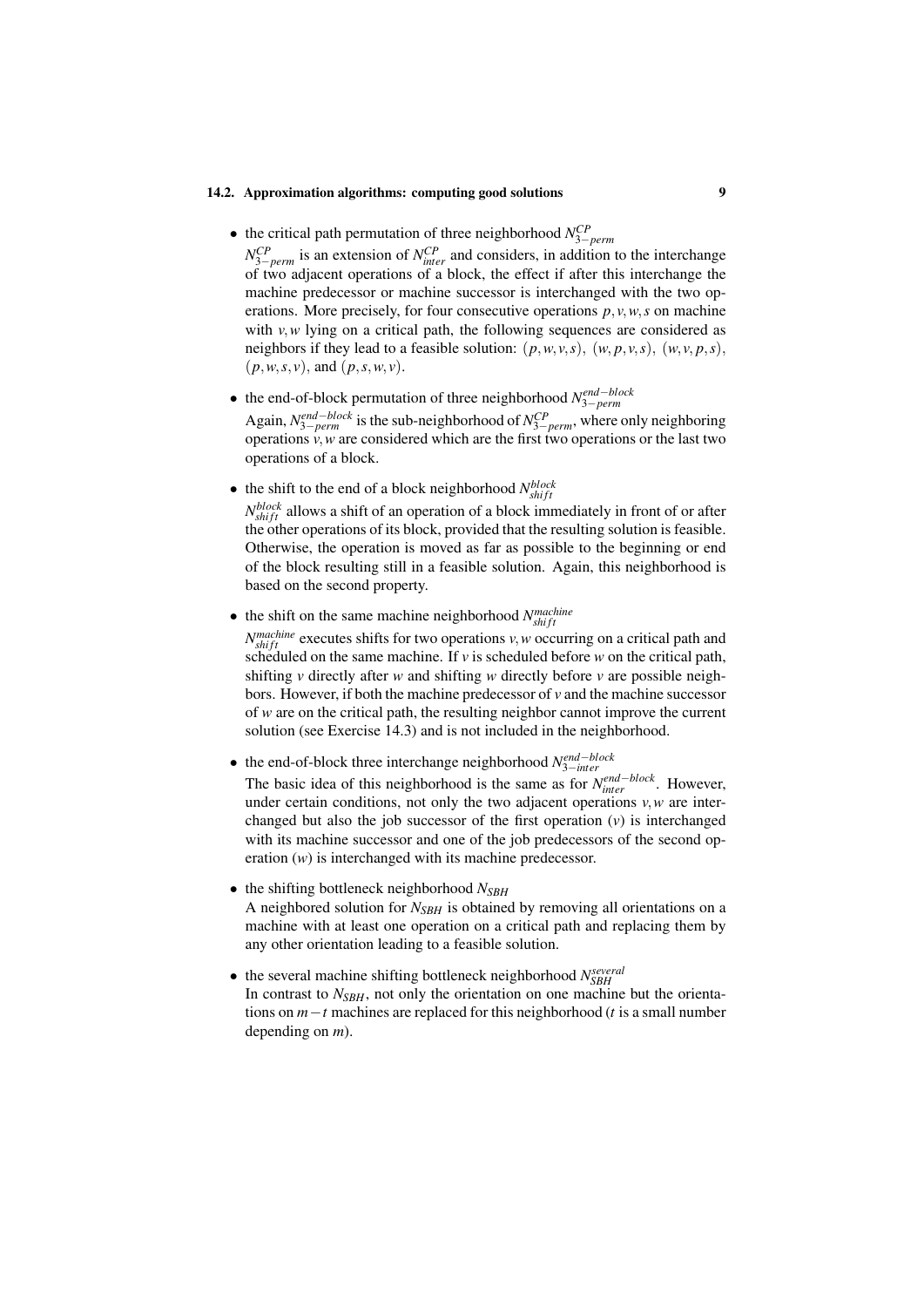- the critical path permutation of three neighborhood $N_{3-perm}^{CP}$
  $N_{3-perm}^{CP}$ is an extension of $N_{inter}^{CP}$ and considers, in addition to the interchange of two adjacent operations of a block, the effect if after this interchange the machine predecessor or machine successor is interchanged with the two operations. More precisely, for four consecutive operations $p,v,w,s$ on machine with $v,w$ lying on a critical path, the following sequences are considered as neighbors if they lead to a feasible solution: $(p,w,v,s)$, $(w,p,v,s)$, $(w,v,p,s)$, $(p,w,s,v)$, and $(p,s,w,v)$.

- the end-of-block permutation of three neighborhood $N_{3-perm}^{end-block}$
  Again, $N_{3-perm}^{end-block}$ is the sub-neighborhood of $N_{3-perm}^{CP}$, where only neighboring operations $v,w$ are considered which are the first two operations or the last two operations of a block.

- the shift to the end of a block neighborhood $N_{shift}^{block}$
  $N_{shift}^{block}$ allows a shift of an operation of a block immediately in front of or after the other operations of its block, provided that the resulting solution is feasible. Otherwise, the operation is moved as far as possible to the beginning or end of the block resulting still in a feasible solution. Again, this neighborhood is based on the second property.

- the shift on the same machine neighborhood $N_{shift}^{machine}$
  $N_{shift}^{machine}$ executes shifts for two operations $v,w$ occurring on a critical path and scheduled on the same machine. If $v$ is scheduled before $w$ on the critical path, shifting $v$ directly after $w$ and shifting $w$ directly before $v$ are possible neighbors. However, if both the machine predecessor of $v$ and the machine successor of $w$ are on the critical path, the resulting neighbor cannot improve the current solution (see Exercise 14.3) and is not included in the neighborhood.

- the end-of-block three interchange neighborhood $N_{3-inter}^{end-block}$
  The basic idea of this neighborhood is the same as for $N_{inter}^{end-block}$. However, under certain conditions, not only the two adjacent operations $v,w$ are interchanged but also the job successor of the first operation ($v$) is interchanged with its machine successor and one of the job predecessors of the second operation ($w$) is interchanged with its machine predecessor.

- the shifting bottleneck neighborhood $N_{SBH}$
  A neighbored solution for $N_{SBH}$ is obtained by removing all orientations on a machine with at least one operation on a critical path and replacing them by any other orientation leading to a feasible solution.

- the several machine shifting bottleneck neighborhood $N_{SBH}^{several}$
  In contrast to $N_{SBH}$, not only the orientation on one machine but the orientations on $m-t$ machines are replaced for this neighborhood ($t$ is a small number depending on $m$).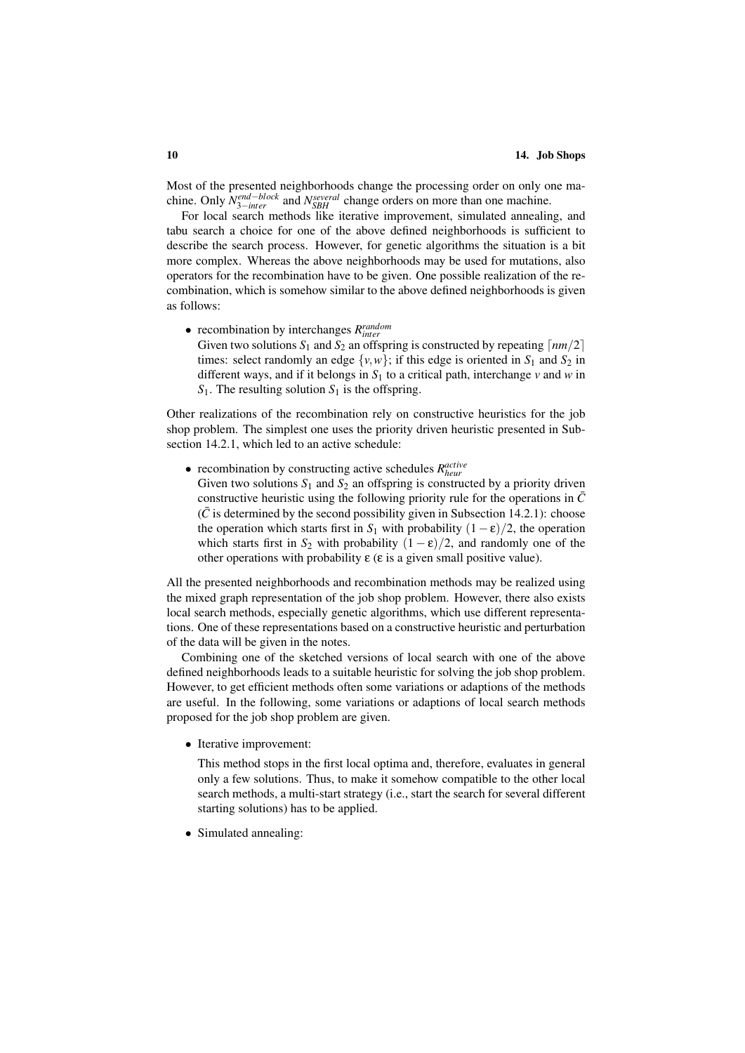Most of the presented neighborhoods change the processing order on only one machine. Only $N_{3-inter}^{end-block}$ and $N_{SBH}^{several}$ change orders on more than one machine.

For local search methods like iterative improvement, simulated annealing, and tabu search a choice for one of the above defined neighborhoods is sufficient to describe the search process. However, for genetic algorithms the situation is a bit more complex. Whereas the above neighborhoods may be used for mutations, also operators for the recombination have to be given. One possible realization of the recombination, which is somehow similar to the above defined neighborhoods is given as follows:

- recombination by interchanges $R_{inter}^{random}$
  Given two solutions $S_1$ and $S_2$ an offspring is constructed by repeating $\lceil nm/2 \rceil$ times: select randomly an edge $\{v,w\}$; if this edge is oriented in $S_1$ and $S_2$ in different ways, and if it belongs in $S_1$ to a critical path, interchange $v$ and $w$ in $S_1$. The resulting solution $S_1$ is the offspring.

Other realizations of the recombination rely on constructive heuristics for the job shop problem. The simplest one uses the priority driven heuristic presented in Subsection 14.2.1, which led to an active schedule:

- recombination by constructing active schedules $R_{heur}^{active}$
  Given two solutions $S_1$ and $S_2$ an offspring is constructed by a priority driven constructive heuristic using the following priority rule for the operations in $\bar{C}$ ($\bar{C}$ is determined by the second possibility given in Subsection 14.2.1): choose the operation which starts first in $S_1$ with probability $(1-\varepsilon)/2$, the operation which starts first in $S_2$ with probability $(1-\varepsilon)/2$, and randomly one of the other operations with probability $\varepsilon$ ($\varepsilon$ is a given small positive value).

All the presented neighborhoods and recombination methods may be realized using the mixed graph representation of the job shop problem. However, there also exists local search methods, especially genetic algorithms, which use different representations. One of these representations based on a constructive heuristic and perturbation of the data will be given in the notes.

Combining one of the sketched versions of local search with one of the above defined neighborhoods leads to a suitable heuristic for solving the job shop problem. However, to get efficient methods often some variations or adaptions of the methods are useful. In the following, some variations or adaptions of local search methods proposed for the job shop problem are given.

- Iterative improvement:

  This method stops in the first local optima and, therefore, evaluates in general only a few solutions. Thus, to make it somehow compatible to the other local search methods, a multi-start strategy (i.e., start the search for several different starting solutions) has to be applied.

- Simulated annealing: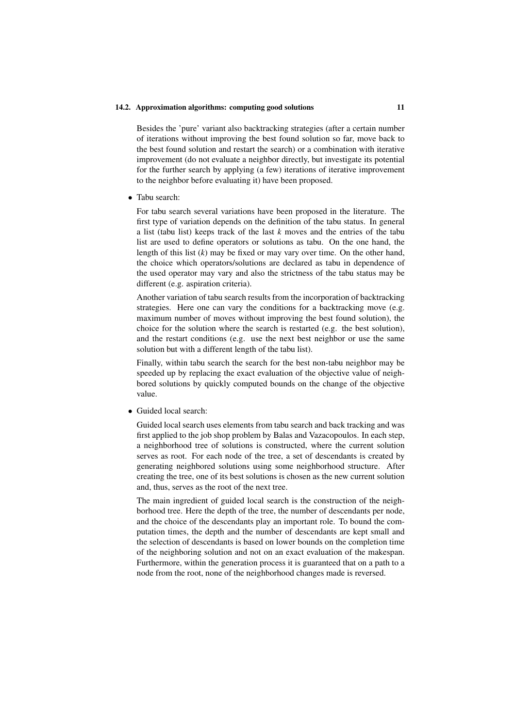Besides the 'pure' variant also backtracking strategies (after a certain number of iterations without improving the best found solution so far, move back to the best found solution and restart the search) or a combination with iterative improvement (do not evaluate a neighbor directly, but investigate its potential for the further search by applying (a few) iterations of iterative improvement to the neighbor before evaluating it) have been proposed.

- Tabu search:

  For tabu search several variations have been proposed in the literature. The first type of variation depends on the definition of the tabu status. In general a list (tabu list) keeps track of the last $k$ moves and the entries of the tabu list are used to define operators or solutions as tabu. On the one hand, the length of this list ($k$) may be fixed or may vary over time. On the other hand, the choice which operators/solutions are declared as tabu in dependence of the used operator may vary and also the strictness of the tabu status may be different (e.g. aspiration criteria).

  Another variation of tabu search results from the incorporation of backtracking strategies. Here one can vary the conditions for a backtracking move (e.g. maximum number of moves without improving the best found solution), the choice for the solution where the search is restarted (e.g. the best solution), and the restart conditions (e.g. use the next best neighbor or use the same solution but with a different length of the tabu list).

  Finally, within tabu search the search for the best non-tabu neighbor may be speeded up by replacing the exact evaluation of the objective value of neighbored solutions by quickly computed bounds on the change of the objective value.

- Guided local search:

  Guided local search uses elements from tabu search and back tracking and was first applied to the job shop problem by Balas and Vazacopoulos. In each step, a neighborhood tree of solutions is constructed, where the current solution serves as root. For each node of the tree, a set of descendants is created by generating neighbored solutions using some neighborhood structure. After creating the tree, one of its best solutions is chosen as the new current solution and, thus, serves as the root of the next tree.

  The main ingredient of guided local search is the construction of the neighborhood tree. Here the depth of the tree, the number of descendants per node, and the choice of the descendants play an important role. To bound the computation times, the depth and the number of descendants are kept small and the selection of descendants is based on lower bounds on the completion time of the neighboring solution and not on an exact evaluation of the makespan. Furthermore, within the generation process it is guaranteed that on a path to a node from the root, none of the neighborhood changes made is reversed.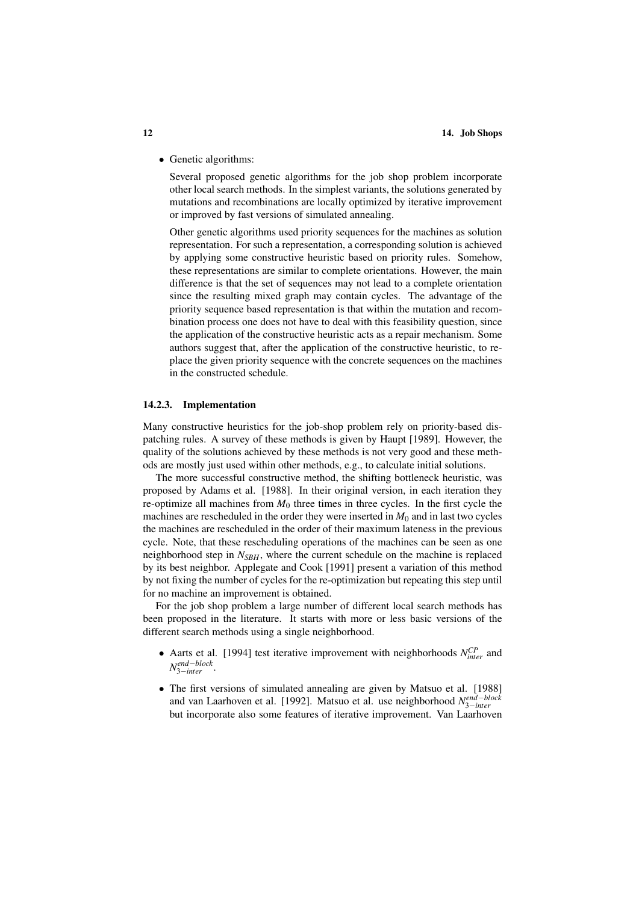- Genetic algorithms:

  Several proposed genetic algorithms for the job shop problem incorporate other local search methods. In the simplest variants, the solutions generated by mutations and recombinations are locally optimized by iterative improvement or improved by fast versions of simulated annealing.

  Other genetic algorithms used priority sequences for the machines as solution representation. For such a representation, a corresponding solution is achieved by applying some constructive heuristic based on priority rules. Somehow, these representations are similar to complete orientations. However, the main difference is that the set of sequences may not lead to a complete orientation since the resulting mixed graph may contain cycles. The advantage of the priority sequence based representation is that within the mutation and recombination process one does not have to deal with this feasibility question, since the application of the constructive heuristic acts as a repair mechanism. Some authors suggest that, after the application of the constructive heuristic, to replace the given priority sequence with the concrete sequences on the machines in the constructed schedule.

### 14.2.3. Implementation

Many constructive heuristics for the job-shop problem rely on priority-based dispatching rules. A survey of these methods is given by Haupt [1989]. However, the quality of the solutions achieved by these methods is not very good and these methods are mostly just used within other methods, e.g., to calculate initial solutions.

The more successful constructive method, the shifting bottleneck heuristic, was proposed by Adams et al. [1988]. In their original version, in each iteration they re-optimize all machines from $M_0$ three times in three cycles. In the first cycle the machines are rescheduled in the order they were inserted in $M_0$ and in last two cycles the machines are rescheduled in the order of their maximum lateness in the previous cycle. Note, that these rescheduling operations of the machines can be seen as one neighborhood step in $N_{SBH}$, where the current schedule on the machine is replaced by its best neighbor. Applegate and Cook [1991] present a variation of this method by not fixing the number of cycles for the re-optimization but repeating this step until for no machine an improvement is obtained.

For the job shop problem a large number of different local search methods has been proposed in the literature. It starts with more or less basic versions of the different search methods using a single neighborhood.

- Aarts et al. [1994] test iterative improvement with neighborhoods $N_{inter}^{CP}$ and $N_{3-inter}^{end-block}$.
- The first versions of simulated annealing are given by Matsuo et al. [1988] and van Laarhoven et al. [1992]. Matsuo et al. use neighborhood $N_{3-inter}^{end-block}$ but incorporate also some features of iterative improvement. Van Laarhoven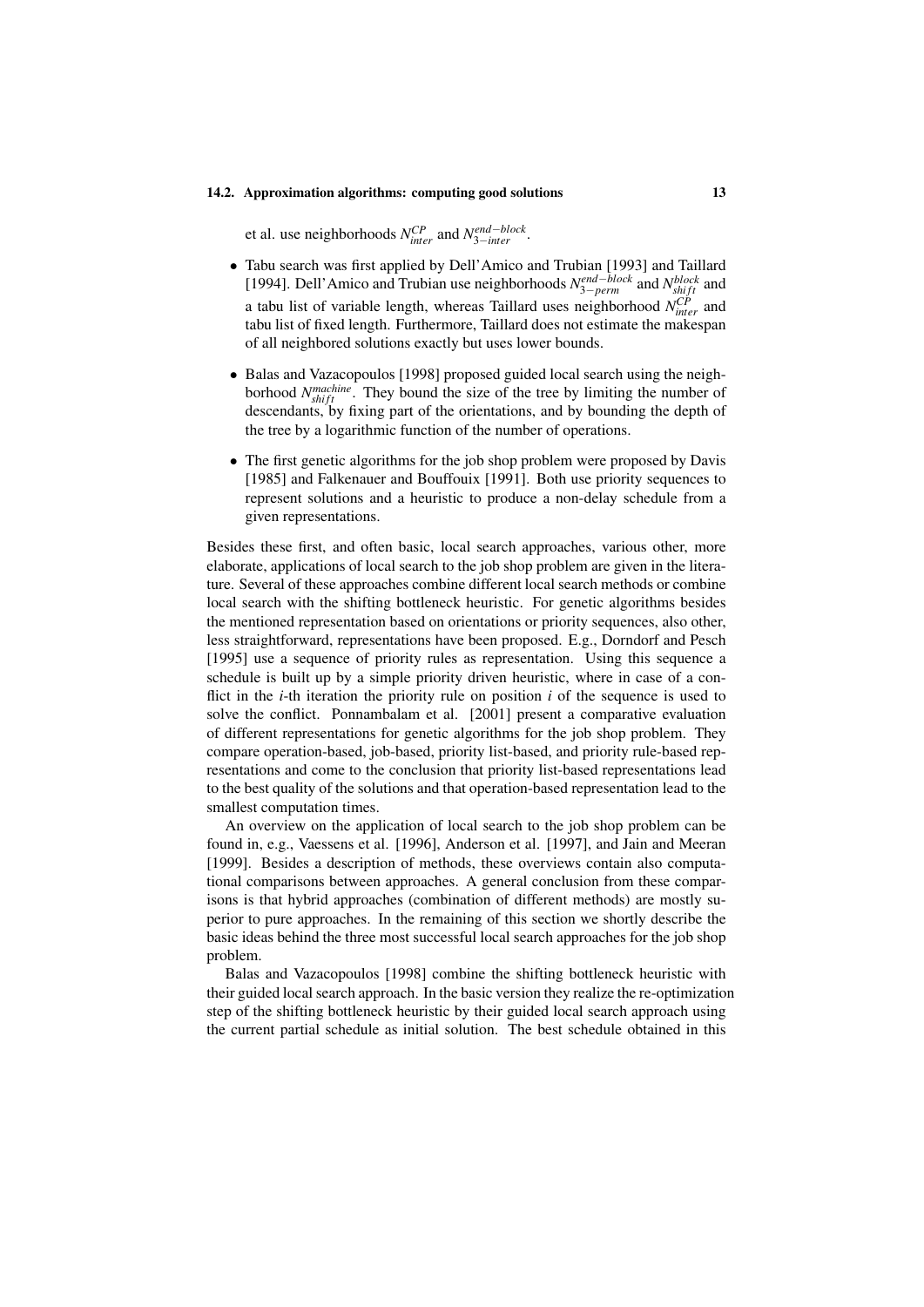et al. use neighborhoods $N_{inter}^{CP}$ and $N_{3-inter}^{end-block}$.

- Tabu search was first applied by Dell'Amico and Trubian [1993] and Taillard [1994]. Dell'Amico and Trubian use neighborhoods $N_{3-perm}^{end-block}$ and $N_{shift}^{block}$ and a tabu list of variable length, whereas Taillard uses neighborhood $N_{inter}^{CP}$ and tabu list of fixed length. Furthermore, Taillard does not estimate the makespan of all neighbored solutions exactly but uses lower bounds.
- Balas and Vazacopoulos [1998] proposed guided local search using the neighborhood $N_{shift}^{machine}$. They bound the size of the tree by limiting the number of descendants, by fixing part of the orientations, and by bounding the depth of the tree by a logarithmic function of the number of operations.
- The first genetic algorithms for the job shop problem were proposed by Davis [1985] and Falkenauer and Bouffouix [1991]. Both use priority sequences to represent solutions and a heuristic to produce a non-delay schedule from a given representations.

Besides these first, and often basic, local search approaches, various other, more elaborate, applications of local search to the job shop problem are given in the literature. Several of these approaches combine different local search methods or combine local search with the shifting bottleneck heuristic. For genetic algorithms besides the mentioned representation based on orientations or priority sequences, also other, less straightforward, representations have been proposed. E.g., Dorndorf and Pesch [1995] use a sequence of priority rules as representation. Using this sequence a schedule is built up by a simple priority driven heuristic, where in case of a conflict in the $i$-th iteration the priority rule on position $i$ of the sequence is used to solve the conflict. Ponnambalam et al. [2001] present a comparative evaluation of different representations for genetic algorithms for the job shop problem. They compare operation-based, job-based, priority list-based, and priority rule-based representations and come to the conclusion that priority list-based representations lead to the best quality of the solutions and that operation-based representation lead to the smallest computation times.

An overview on the application of local search to the job shop problem can be found in, e.g., Vaessens et al. [1996], Anderson et al. [1997], and Jain and Meeran [1999]. Besides a description of methods, these overviews contain also computational comparisons between approaches. A general conclusion from these comparisons is that hybrid approaches (combination of different methods) are mostly superior to pure approaches. In the remaining of this section we shortly describe the basic ideas behind the three most successful local search approaches for the job shop problem.

Balas and Vazacopoulos [1998] combine the shifting bottleneck heuristic with their guided local search approach. In the basic version they realize the re-optimization step of the shifting bottleneck heuristic by their guided local search approach using the current partial schedule as initial solution. The best schedule obtained in this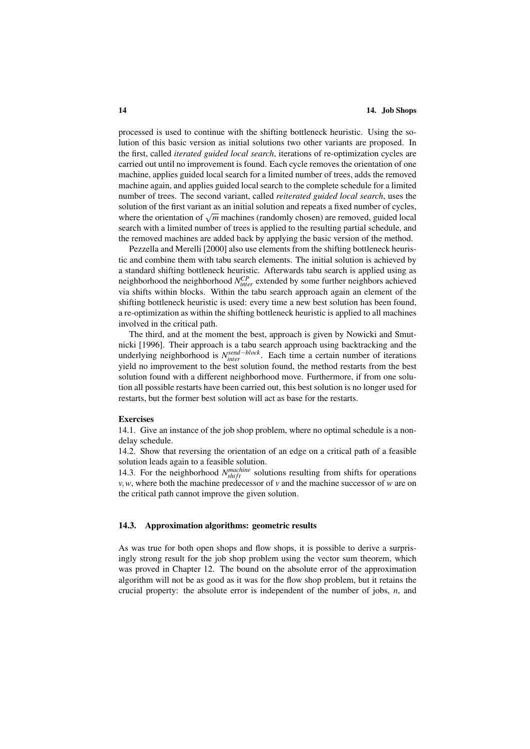processed is used to continue with the shifting bottleneck heuristic. Using the solution of this basic version as initial solutions two other variants are proposed. In the first, called *iterated guided local search*, iterations of re-optimization cycles are carried out until no improvement is found. Each cycle removes the orientation of one machine, applies guided local search for a limited number of trees, adds the removed machine again, and applies guided local search to the complete schedule for a limited number of trees. The second variant, called *reiterated guided local search*, uses the solution of the first variant as an initial solution and repeats a fixed number of cycles, where the orientation of $\sqrt{m}$ machines (randomly chosen) are removed, guided local search with a limited number of trees is applied to the resulting partial schedule, and the removed machines are added back by applying the basic version of the method.

Pezzella and Merelli [2000] also use elements from the shifting bottleneck heuristic and combine them with tabu search elements. The initial solution is achieved by a standard shifting bottleneck heuristic. Afterwards tabu search is applied using as neighborhood the neighborhood $N_{inter}^{CP}$ extended by some further neighbors achieved via shifts within blocks. Within the tabu search approach again an element of the shifting bottleneck heuristic is used: every time a new best solution has been found, a re-optimization as within the shifting bottleneck heuristic is applied to all machines involved in the critical path.

The third, and at the moment the best, approach is given by Nowicki and Smutnicki [1996]. Their approach is a tabu search approach using backtracking and the underlying neighborhood is $N_{inter}^{send-block}$. Each time a certain number of iterations yield no improvement to the best solution found, the method restarts from the best solution found with a different neighborhood move. Furthermore, if from one solution all possible restarts have been carried out, this best solution is no longer used for restarts, but the former best solution will act as base for the restarts.

**Exercises**

14.1. Give an instance of the job shop problem, where no optimal schedule is a nondelay schedule.

14.2. Show that reversing the orientation of an edge on a critical path of a feasible solution leads again to a feasible solution.

14.3. For the neighborhood $N_{shift}^{machine}$ solutions resulting from shifts for operations $v, w$, where both the machine predecessor of $v$ and the machine successor of $w$ are on the critical path cannot improve the given solution.

### 14.3. Approximation algorithms: geometric results

As was true for both open shops and flow shops, it is possible to derive a surprisingly strong result for the job shop problem using the vector sum theorem, which was proved in Chapter 12. The bound on the absolute error of the approximation algorithm will not be as good as it was for the flow shop problem, but it retains the crucial property: the absolute error is independent of the number of jobs, $n$, and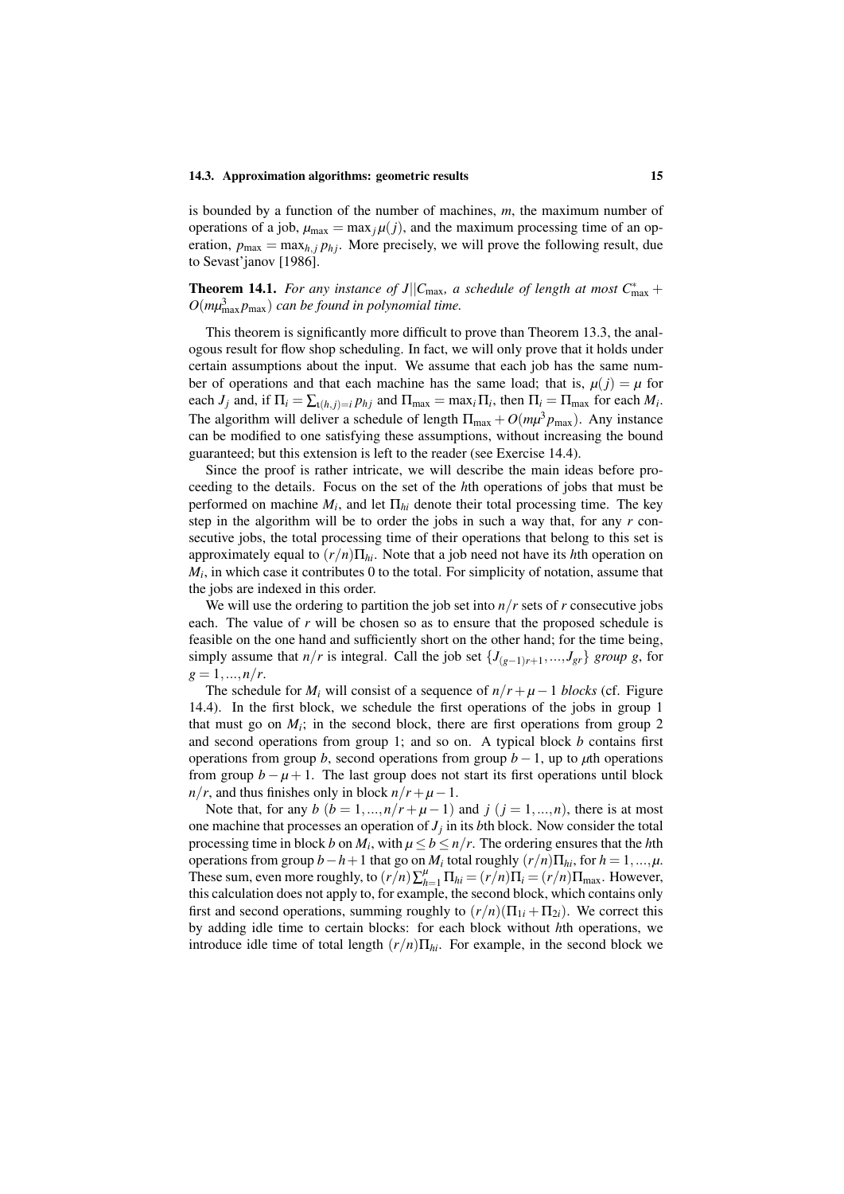is bounded by a function of the number of machines, $m$, the maximum number of operations of a job, $\mu_{\max} = \max_j \mu(j)$, and the maximum processing time of an operation, $p_{\max} = \max_{h,j} p_{hj}$. More precisely, we will prove the following result, due to Sevast'janov [1986].

**Theorem 14.1.** *For any instance of $J||C_{\max}$, a schedule of length at most $C^*_{\max} + O(m\mu^3_{\max} p_{\max})$ can be found in polynomial time.*

This theorem is significantly more difficult to prove than Theorem 13.3, the analogous result for flow shop scheduling. In fact, we will only prove that it holds under certain assumptions about the input. We assume that each job has the same number of operations and that each machine has the same load; that is, $\mu(j) = \mu$ for each $J_j$ and, if $\Pi_i = \sum_{\iota(h,j)=i} p_{hj}$ and $\Pi_{\max} = \max_i \Pi_i$, then $\Pi_i = \Pi_{\max}$ for each $M_i$. The algorithm will deliver a schedule of length $\Pi_{\max} + O(m\mu^3 p_{\max})$. Any instance can be modified to one satisfying these assumptions, without increasing the bound guaranteed; but this extension is left to the reader (see Exercise 14.4).

Since the proof is rather intricate, we will describe the main ideas before proceeding to the details. Focus on the set of the $h$th operations of jobs that must be performed on machine $M_i$, and let $\Pi_{hi}$ denote their total processing time. The key step in the algorithm will be to order the jobs in such a way that, for any $r$ consecutive jobs, the total processing time of their operations that belong to this set is approximately equal to $(r/n)\Pi_{hi}$. Note that a job need not have its $h$th operation on $M_i$, in which case it contributes 0 to the total. For simplicity of notation, assume that the jobs are indexed in this order.

We will use the ordering to partition the job set into $n/r$ sets of $r$ consecutive jobs each. The value of $r$ will be chosen so as to ensure that the proposed schedule is feasible on the one hand and sufficiently short on the other hand; for the time being, simply assume that $n/r$ is integral. Call the job set $\{J_{(g-1)r+1}, ..., J_{gr}\}$ *group* $g$, for $g = 1, ..., n/r$.

The schedule for $M_i$ will consist of a sequence of $n/r + \mu - 1$ *blocks* (cf. Figure 14.4). In the first block, we schedule the first operations of the jobs in group 1 that must go on $M_i$; in the second block, there are first operations from group 2 and second operations from group 1; and so on. A typical block $b$ contains first operations from group $b$, second operations from group $b-1$, up to $\mu$th operations from group $b - \mu + 1$. The last group does not start its first operations until block $n/r$, and thus finishes only in block $n/r + \mu - 1$.

Note that, for any $b$ ($b = 1, ..., n/r + \mu - 1$) and $j$ ($j = 1, ..., n$), there is at most one machine that processes an operation of $J_j$ in its $b$th block. Now consider the total processing time in block $b$ on $M_i$, with $\mu \leq b \leq n/r$. The ordering ensures that the $h$th operations from group $b - h + 1$ that go on $M_i$ total roughly $(r/n)\Pi_{hi}$, for $h = 1, ..., \mu$. These sum, even more roughly, to $(r/n)\sum_{h=1}^{\mu} \Pi_{hi} = (r/n)\Pi_i = (r/n)\Pi_{\max}$. However, this calculation does not apply to, for example, the second block, which contains only first and second operations, summing roughly to $(r/n)(\Pi_{1i} + \Pi_{2i})$. We correct this by adding idle time to certain blocks: for each block without $h$th operations, we introduce idle time of total length $(r/n)\Pi_{hi}$. For example, in the second block we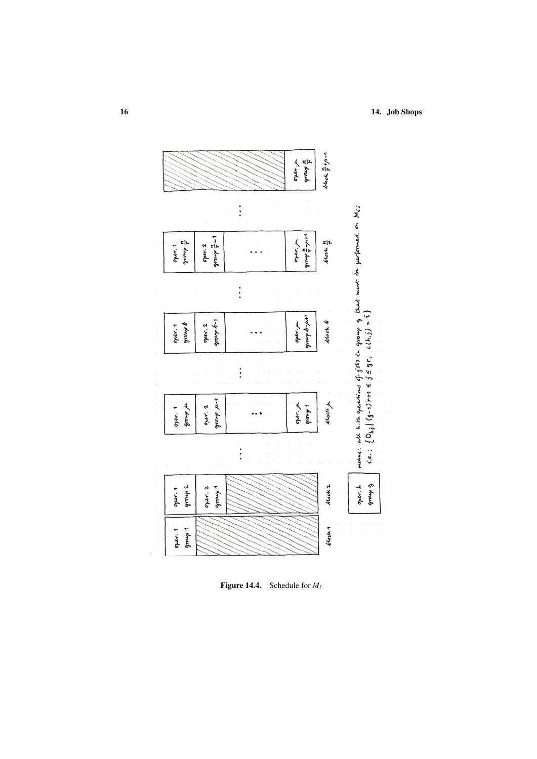**Figure 14.4.** Schedule for $M_i$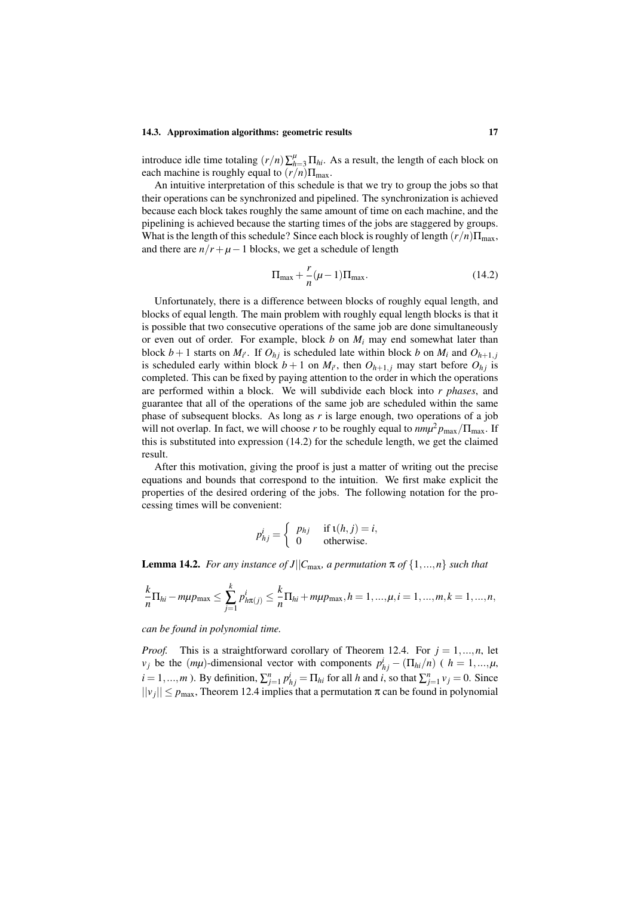introduce idle time totaling $(r/n)\sum_{h=3}^{\mu}\Pi_{hi}$. As a result, the length of each block on each machine is roughly equal to $(r/n)\Pi_{\max}$.

An intuitive interpretation of this schedule is that we try to group the jobs so that their operations can be synchronized and pipelined. The synchronization is achieved because each block takes roughly the same amount of time on each machine, and the pipelining is achieved because the starting times of the jobs are staggered by groups. What is the length of this schedule? Since each block is roughly of length $(r/n)\Pi_{\max}$, and there are $n/r+\mu-1$ blocks, we get a schedule of length

$$\Pi_{\max} + \frac{r}{n}(\mu-1)\Pi_{\max}. \tag{14.2}$$

Unfortunately, there is a difference between blocks of roughly equal length, and blocks of equal length. The main problem with roughly equal length blocks is that it is possible that two consecutive operations of the same job are done simultaneously or even out of order. For example, block $b$ on $M_i$ may end somewhat later than block $b+1$ starts on $M_{i'}$. If $O_{hj}$ is scheduled late within block $b$ on $M_i$ and $O_{h+1,j}$ is scheduled early within block $b+1$ on $M_{i'}$, then $O_{h+1,j}$ may start before $O_{hj}$ is completed. This can be fixed by paying attention to the order in which the operations are performed within a block. We will subdivide each block into $r$ *phases*, and guarantee that all of the operations of the same job are scheduled within the same phase of subsequent blocks. As long as $r$ is large enough, two operations of a job will not overlap. In fact, we will choose $r$ to be roughly equal to $nm\mu^2 p_{\max}/\Pi_{\max}$. If this is substituted into expression (14.2) for the schedule length, we get the claimed result.

After this motivation, giving the proof is just a matter of writing out the precise equations and bounds that correspond to the intuition. We first make explicit the properties of the desired ordering of the jobs. The following notation for the processing times will be convenient:

$$p^i_{hj} = \begin{cases} p_{hj} & \text{if } \iota(h,j)=i, \\ 0 & \text{otherwise.} \end{cases}$$

**Lemma 14.2.** *For any instance of $J||C_{\max}$, a permutation $\pi$ of $\{1,\ldots,n\}$ such that*

$$\frac{k}{n}\Pi_{hi} - m\mu p_{\max} \le \sum_{j=1}^{k} p^i_{h\pi(j)} \le \frac{k}{n}\Pi_{hi} + m\mu p_{\max}, h=1,\ldots,\mu, i=1,\ldots,m, k=1,\ldots,n,$$

*can be found in polynomial time.*

*Proof.* This is a straightforward corollary of Theorem 12.4. For $j=1,\ldots,n$, let $v_j$ be the $(m\mu)$-dimensional vector with components $p^i_{hj} - (\Pi_{hi}/n)$ ( $h=1,\ldots,\mu$, $i=1,\ldots,m$ ). By definition, $\sum_{j=1}^{n} p^i_{hj} = \Pi_{hi}$ for all $h$ and $i$, so that $\sum_{j=1}^{n} v_j = 0$. Since $||v_j|| \le p_{\max}$, Theorem 12.4 implies that a permutation $\pi$ can be found in polynomial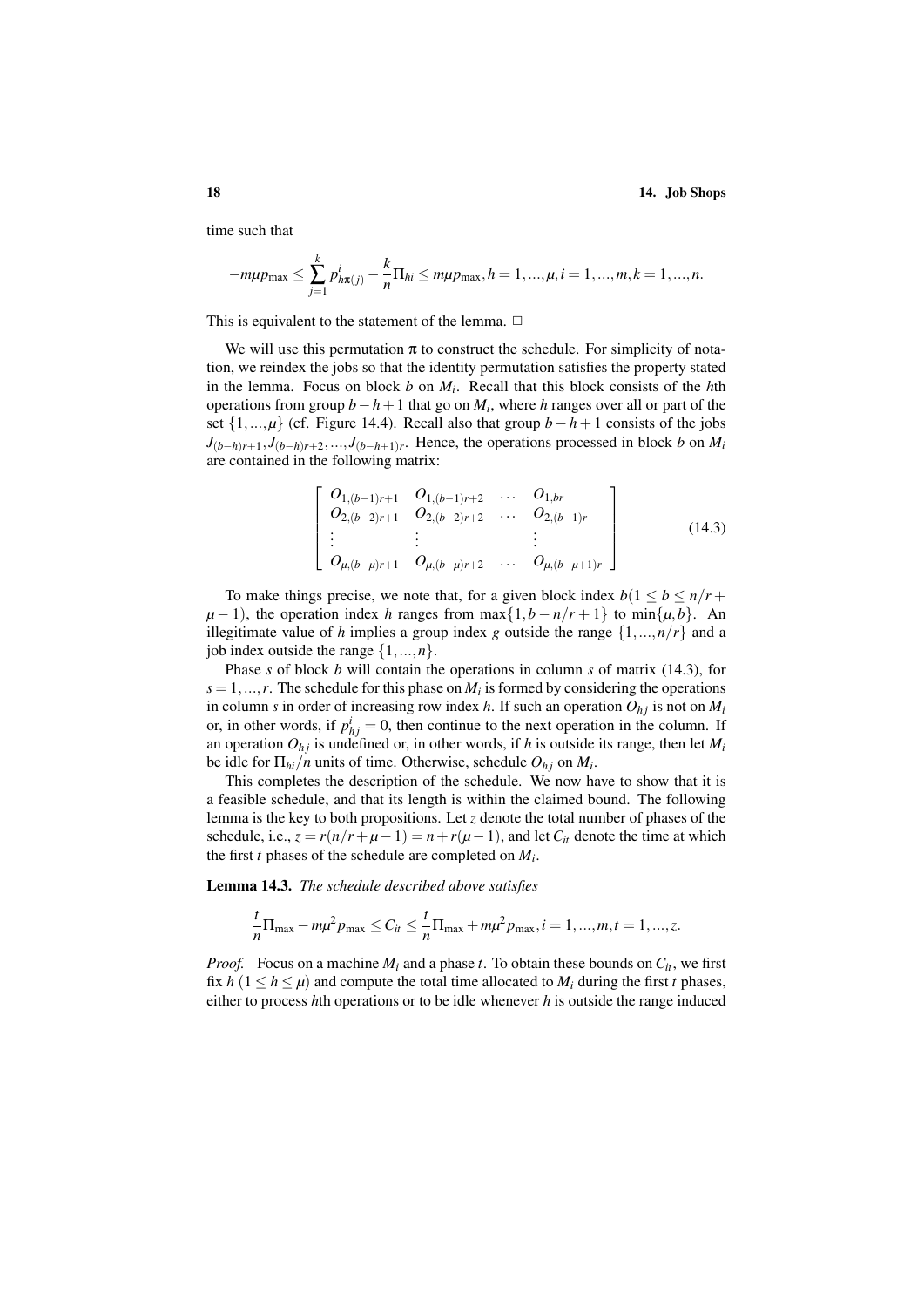time such that

$$-m\mu p_{\max} \leq \sum_{j=1}^{k} p^i_{h\pi(j)} - \frac{k}{n}\Pi_{hi} \leq m\mu p_{\max}, h = 1,...,\mu, i = 1,...,m, k = 1,...,n.$$

This is equivalent to the statement of the lemma. □

We will use this permutation $\pi$ to construct the schedule. For simplicity of notation, we reindex the jobs so that the identity permutation satisfies the property stated in the lemma. Focus on block $b$ on $M_i$. Recall that this block consists of the $h$th operations from group $b-h+1$ that go on $M_i$, where $h$ ranges over all or part of the set $\{1,...,\mu\}$ (cf. Figure 14.4). Recall also that group $b-h+1$ consists of the jobs $J_{(b-h)r+1}, J_{(b-h)r+2}, ..., J_{(b-h+1)r}$. Hence, the operations processed in block $b$ on $M_i$ are contained in the following matrix:

$$\begin{bmatrix} O_{1,(b-1)r+1} & O_{1,(b-1)r+2} & \cdots & O_{1,br} \\ O_{2,(b-2)r+1} & O_{2,(b-2)r+2} & \cdots & O_{2,(b-1)r} \\ \vdots & \vdots & & \vdots \\ O_{\mu,(b-\mu)r+1} & O_{\mu,(b-\mu)r+2} & \cdots & O_{\mu,(b-\mu+1)r} \end{bmatrix} \tag{14.3}$$

To make things precise, we note that, for a given block index $b (1 \leq b \leq n/r + \mu - 1)$, the operation index $h$ ranges from $\max\{1, b-n/r+1\}$ to $\min\{\mu, b\}$. An illegitimate value of $h$ implies a group index $g$ outside the range $\{1,...,n/r\}$ and a job index outside the range $\{1,...,n\}$.

Phase $s$ of block $b$ will contain the operations in column $s$ of matrix (14.3), for $s = 1,...,r$. The schedule for this phase on $M_i$ is formed by considering the operations in column $s$ in order of increasing row index $h$. If such an operation $O_{hj}$ is not on $M_i$ or, in other words, if $p^i_{hj} = 0$, then continue to the next operation in the column. If an operation $O_{hj}$ is undefined or, in other words, if $h$ is outside its range, then let $M_i$ be idle for $\Pi_{hi}/n$ units of time. Otherwise, schedule $O_{hj}$ on $M_i$.

This completes the description of the schedule. We now have to show that it is a feasible schedule, and that its length is within the claimed bound. The following lemma is the key to both propositions. Let $z$ denote the total number of phases of the schedule, i.e., $z = r(n/r + \mu - 1) = n + r(\mu - 1)$, and let $C_{it}$ denote the time at which the first $t$ phases of the schedule are completed on $M_i$.

**Lemma 14.3.** *The schedule described above satisfies*

$$\frac{t}{n}\Pi_{\max} - m\mu^2 p_{\max} \leq C_{it} \leq \frac{t}{n}\Pi_{\max} + m\mu^2 p_{\max}, i = 1,...,m, t = 1,...,z.$$

*Proof.* Focus on a machine $M_i$ and a phase $t$. To obtain these bounds on $C_{it}$, we first fix $h$ ($1 \leq h \leq \mu$) and compute the total time allocated to $M_i$ during the first $t$ phases, either to process $h$th operations or to be idle whenever $h$ is outside the range induced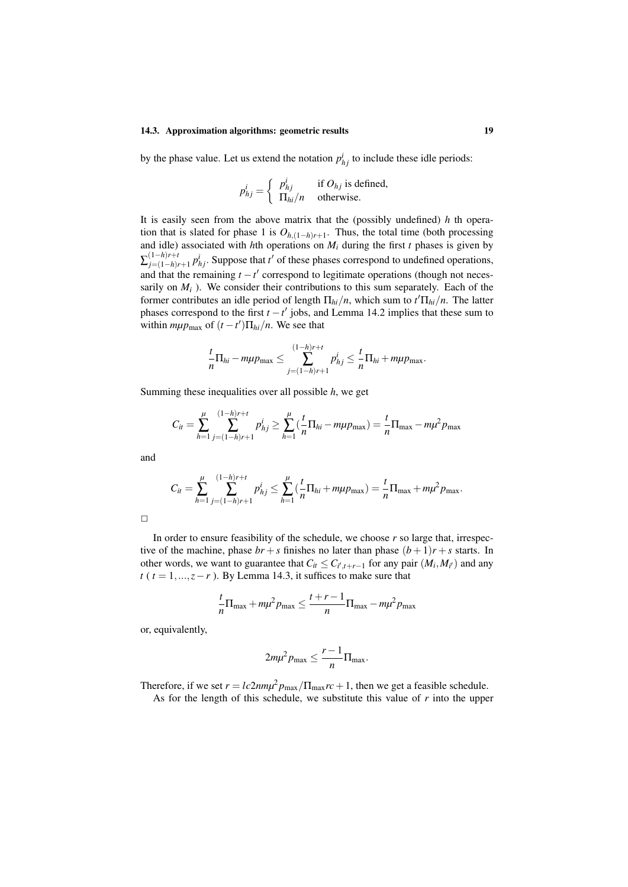by the phase value. Let us extend the notation $p^i_{hj}$ to include these idle periods:

$$p^i_{hj} = \begin{cases} p^i_{hj} & \text{if } O_{hj} \text{ is defined,} \\ \Pi_{hi}/n & \text{otherwise.} \end{cases}$$

It is easily seen from the above matrix that the (possibly undefined) $h$ th operation that is slated for phase 1 is $O_{h,(1-h)r+1}$. Thus, the total time (both processing and idle) associated with $h$th operations on $M_i$ during the first $t$ phases is given by $\sum_{j=(1-h)r+1}^{(1-h)r+t} p^i_{hj}$. Suppose that $t'$ of these phases correspond to undefined operations, and that the remaining $t-t'$ correspond to legitimate operations (though not necessarily on $M_i$ ). We consider their contributions to this sum separately. Each of the former contributes an idle period of length $\Pi_{hi}/n$, which sum to $t'\Pi_{hi}/n$. The latter phases correspond to the first $t-t'$ jobs, and Lemma 14.2 implies that these sum to within $m\mu p_{\max}$ of $(t-t')\Pi_{hi}/n$. We see that

$$\frac{t}{n}\Pi_{hi} - m\mu p_{\max} \leq \sum_{j=(1-h)r+1}^{(1-h)r+t} p^i_{hj} \leq \frac{t}{n}\Pi_{hi} + m\mu p_{\max}.$$

Summing these inequalities over all possible $h$, we get

$$C_{it} = \sum_{h=1}^{\mu} \sum_{j=(1-h)r+1}^{(1-h)r+t} p^i_{hj} \geq \sum_{h=1}^{\mu} (\frac{t}{n}\Pi_{hi} - m\mu p_{\max}) = \frac{t}{n}\Pi_{\max} - m\mu^2 p_{\max}$$

and

$$C_{it} = \sum_{h=1}^{\mu} \sum_{j=(1-h)r+1}^{(1-h)r+t} p^i_{hj} \leq \sum_{h=1}^{\mu} (\frac{t}{n}\Pi_{hi} + m\mu p_{\max}) = \frac{t}{n}\Pi_{\max} + m\mu^2 p_{\max}.$$

□

In order to ensure feasibility of the schedule, we choose $r$ so large that, irrespective of the machine, phase $br+s$ finishes no later than phase $(b+1)r+s$ starts. In other words, we want to guarantee that $C_{it} \leq C_{i',t+r-1}$ for any pair $(M_i, M_{i'})$ and any $t$ ( $t = 1,...,z-r$ ). By Lemma 14.3, it suffices to make sure that

$$\frac{t}{n}\Pi_{\max} + m\mu^2 p_{\max} \leq \frac{t+r-1}{n}\Pi_{\max} - m\mu^2 p_{\max}$$

or, equivalently,

$$2m\mu^2 p_{\max} \leq \frac{r-1}{n}\Pi_{\max}.$$

Therefore, if we set $r = lc2nm\mu^2 p_{\max}/\Pi_{\max}rc + 1$, then we get a feasible schedule.

As for the length of this schedule, we substitute this value of $r$ into the upper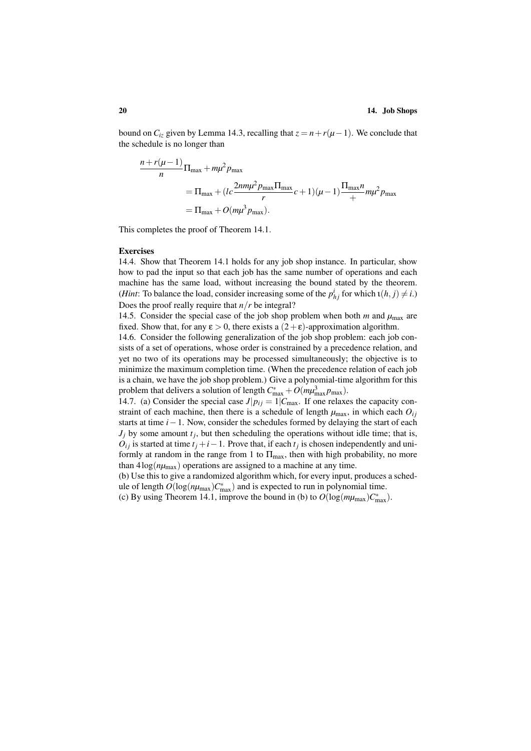bound on $C_{iz}$ given by Lemma 14.3, recalling that $z = n + r(\mu - 1)$. We conclude that the schedule is no longer than

$$
\begin{aligned}
&\frac{n + r(\mu-1)}{n}\Pi_{\max} + m\mu^2 p_{\max} \\
&\qquad = \Pi_{\max} + (lc\frac{2nm\mu^2 p_{\max}\Pi_{\max}}{r}c + 1)(\mu - 1)\frac{\Pi_{\max} n}{+} m\mu^2 p_{\max} \\
&\qquad = \Pi_{\max} + O(m\mu^3 p_{\max}).
\end{aligned}
$$

This completes the proof of Theorem 14.1.

**Exercises**

14.4. Show that Theorem 14.1 holds for any job shop instance. In particular, show how to pad the input so that each job has the same number of operations and each machine has the same load, without increasing the bound stated by the theorem. (*Hint*: To balance the load, consider increasing some of the $p^i_{hj}$ for which $\iota(h, j) \neq i$.) Does the proof really require that $n/r$ be integral?

14.5. Consider the special case of the job shop problem when both $m$ and $\mu_{\max}$ are fixed. Show that, for any $\varepsilon > 0$, there exists a $(2+\varepsilon)$-approximation algorithm.

14.6. Consider the following generalization of the job shop problem: each job consists of a set of operations, whose order is constrained by a precedence relation, and yet no two of its operations may be processed simultaneously; the objective is to minimize the maximum completion time. (When the precedence relation of each job is a chain, we have the job shop problem.) Give a polynomial-time algorithm for this problem that delivers a solution of length $C^*_{\max} + O(m\mu^3_{\max} p_{\max})$.

14.7. (a) Consider the special case $J|p_{ij} = 1|C_{\max}$. If one relaxes the capacity constraint of each machine, then there is a schedule of length $\mu_{\max}$, in which each $O_{ij}$ starts at time $i - 1$. Now, consider the schedules formed by delaying the start of each $J_j$ by some amount $t_j$, but then scheduling the operations without idle time; that is, $O_{ij}$ is started at time $t_j + i - 1$. Prove that, if each $t_j$ is chosen independently and uniformly at random in the range from 1 to $\Pi_{\max}$, then with high probability, no more than $4\log(n\mu_{\max})$ operations are assigned to a machine at any time.

(b) Use this to give a randomized algorithm which, for every input, produces a schedule of length $O(\log(n\mu_{\max})C^*_{\max})$ and is expected to run in polynomial time.

(c) By using Theorem 14.1, improve the bound in (b) to $O(\log(m\mu_{\max})C^*_{\max})$.